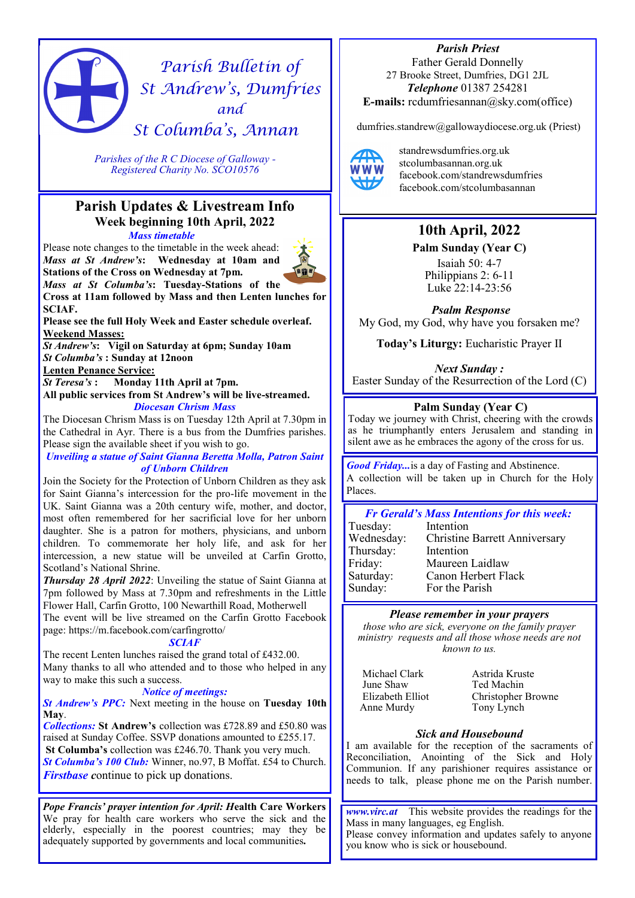# Parish Bulletin of St Andrew's, Dumfries and St Columba's, Annan

*Parishes of the R C Diocese of Galloway - Registered Charity No. SCO10576*

## Parish Updates & Livestream Info

### Week beginning 10th April, 2022

***Mass timetable***

Please note changes to the timetable in the week ahead:
***Mass at St Andrew's*: Wednesday at 10am and Stations of the Cross on Wednesday at 7pm.**
***Mass at St Columba's*: Tuesday-Stations of the Cross at 11am followed by Mass and then Lenten lunches for SCIAF.**

**Please see the full Holy Week and Easter schedule overleaf.**

**Weekend Masses:**
***St Andrew's*: Vigil on Saturday at 6pm; Sunday 10am**
***St Columba's* : Sunday at 12noon**

**Lenten Penance Service:**
***St Teresa's* : Monday 11th April at 7pm.**

**All public services from St Andrew's will be live-streamed.**

***Diocesan Chrism Mass***

The Diocesan Chrism Mass is on Tuesday 12th April at 7.30pm in the Cathedral in Ayr. There is a bus from the Dumfries parishes. Please sign the available sheet if you wish to go.

***Unveiling a statue of Saint Gianna Beretta Molla, Patron Saint of Unborn Children***

Join the Society for the Protection of Unborn Children as they ask for Saint Gianna's intercession for the pro-life movement in the UK. Saint Gianna was a 20th century wife, mother, and doctor, most often remembered for her sacrificial love for her unborn daughter. She is a patron for mothers, physicians, and unborn children. To commemorate her holy life, and ask for her intercession, a new statue will be unveiled at Carfin Grotto, Scotland's National Shrine.

***Thursday 28 April 2022***: Unveiling the statue of Saint Gianna at 7pm followed by Mass at 7.30pm and refreshments in the Little Flower Hall, Carfin Grotto, 100 Newarthill Road, Motherwell
The event will be live streamed on the Carfin Grotto Facebook page: https://m.facebook.com/carfingrotto/

***SCIAF***

The recent Lenten lunches raised the grand total of £432.00.
Many thanks to all who attended and to those who helped in any way to make this such a success.

***Notice of meetings:***

***St Andrew's PPC:*** Next meeting in the house on **Tuesday 10th May**.

***Collections:*** **St Andrew's** collection was £728.89 and £50.80 was raised at Sunday Coffee. SSVP donations amounted to £255.17.
**St Columba's** collection was £246.70. Thank you very much.

***St Columba's 100 Club:*** Winner, no.97, B Moffat. £54 to Church.

***Firstbase*** continue to pick up donations.

***Pope Francis' prayer intention for April:*** **Health Care Workers**
We pray for health care workers who serve the sick and the elderly, especially in the poorest countries; may they be adequately supported by governments and local communities**.**

---

***Parish Priest***
Father Gerald Donnelly
27 Brooke Street, Dumfries, DG1 2JL
***Telephone*** 01387 254281
**E-mails:** rcdumfriesannan@sky.com(office)

dumfries.standrew@gallowaydiocese.org.uk (Priest)

standrewsdumfries.org.uk
stcolumbasannan.org.uk
facebook.com/standrewsdumfries
facebook.com/stcolumbasannan

## 10th April, 2022

**Palm Sunday (Year C)**

Isaiah 50: 4-7
Philippians 2: 6-11
Luke 22:14-23:56

***Psalm Response***
My God, my God, why have you forsaken me?

**Today's Liturgy:** Eucharistic Prayer II

***Next Sunday :***
Easter Sunday of the Resurrection of the Lord (C)

**Palm Sunday (Year C)**

Today we journey with Christ, cheering with the crowds as he triumphantly enters Jerusalem and standing in silent awe as he embraces the agony of the cross for us.

***Good Friday...*** is a day of Fasting and Abstinence.
A collection will be taken up in Church for the Holy Places.

***Fr Gerald's Mass Intentions for this week:***

| | |
|---|---|
| Tuesday: | Intention |
| Wednesday: | Christine Barrett Anniversary |
| Thursday: | Intention |
| Friday: | Maureen Laidlaw |
| Saturday: | Canon Herbert Flack |
| Sunday: | For the Parish |

***Please remember in your prayers***

*those who are sick, everyone on the family prayer ministry requests and all those whose needs are not known to us.*

| | |
|---|---|
| Michael Clark | Astrida Kruste |
| June Shaw | Ted Machin |
| Elizabeth Elliot | Christopher Browne |
| Anne Murdy | Tony Lynch |

***Sick and Housebound***

I am available for the reception of the sacraments of Reconciliation, Anointing of the Sick and Holy Communion. If any parishioner requires assistance or needs to talk, please phone me on the Parish number.

***www.virc.at*** This website provides the readings for the Mass in many languages, eg English.
Please convey information and updates safely to anyone you know who is sick or housebound.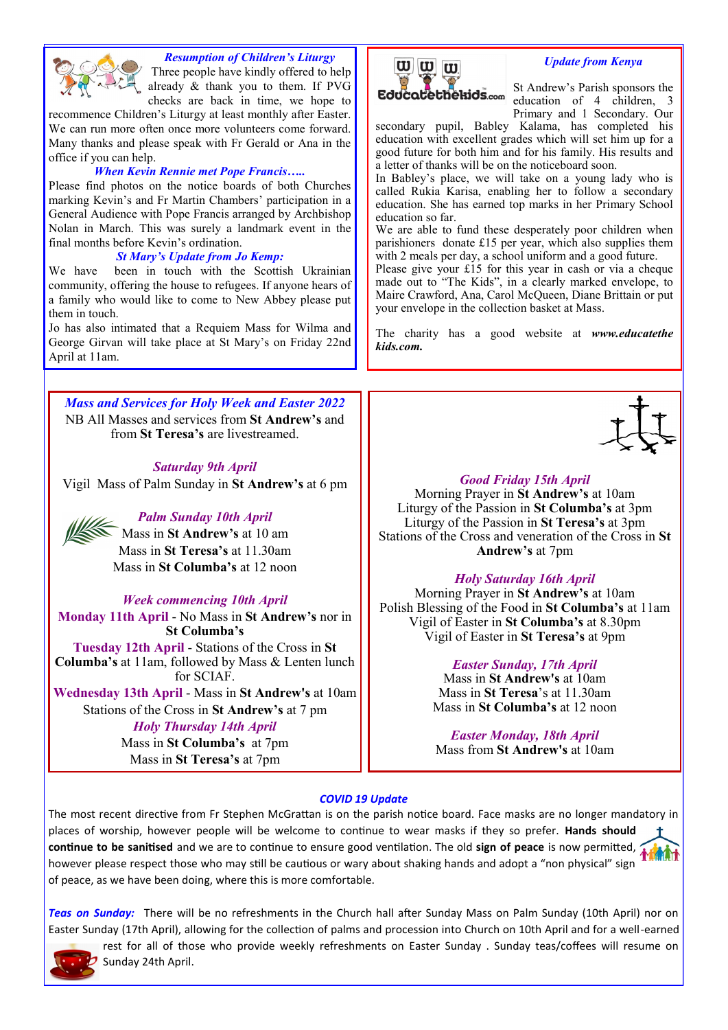### *Resumption of Children's Liturgy*

Three people have kindly offered to help already & thank you to them. If PVG checks are back in time, we hope to recommence Children's Liturgy at least monthly after Easter. We can run more often once more volunteers come forward. Many thanks and please speak with Fr Gerald or Ana in the office if you can help.

### *When Kevin Rennie met Pope Francis…..*

Please find photos on the notice boards of both Churches marking Kevin's and Fr Martin Chambers' participation in a General Audience with Pope Francis arranged by Archbishop Nolan in March. This was surely a landmark event in the final months before Kevin's ordination.

### *St Mary's Update from Jo Kemp:*

We have been in touch with the Scottish Ukrainian community, offering the house to refugees. If anyone hears of a family who would like to come to New Abbey please put them in touch.

Jo has also intimated that a Requiem Mass for Wilma and George Girvan will take place at St Mary's on Friday 22nd April at 11am.

### *Update from Kenya*

Educatethekids.com

St Andrew's Parish sponsors the education of 4 children, 3 Primary and 1 Secondary. Our secondary pupil, Babley Kalama, has completed his education with excellent grades which will set him up for a good future for both him and for his family. His results and a letter of thanks will be on the noticeboard soon.

In Babley's place, we will take on a young lady who is called Rukia Karisa, enabling her to follow a secondary education. She has earned top marks in her Primary School education so far.

We are able to fund these desperately poor children when parishioners donate £15 per year, which also supplies them with 2 meals per day, a school uniform and a good future.

Please give your £15 for this year in cash or via a cheque made out to "The Kids", in a clearly marked envelope, to Maire Crawford, Ana, Carol McQueen, Diane Brittain or put your envelope in the collection basket at Mass.

The charity has a good website at ***www.educatethekids.com.***

## *Mass and Services for Holy Week and Easter 2022*

NB All Masses and services from **St Andrew's** and from **St Teresa's** are livestreamed.

***Saturday 9th April***

Vigil Mass of Palm Sunday in **St Andrew's** at 6 pm

***Palm Sunday 10th April***

Mass in **St Andrew's** at 10 am
Mass in **St Teresa's** at 11.30am
Mass in **St Columba's** at 12 noon

***Week commencing 10th April***

**Monday 11th April** - No Mass in **St Andrew's** nor in **St Columba's**

**Tuesday 12th April** - Stations of the Cross in **St Columba's** at 11am, followed by Mass & Lenten lunch for SCIAF.

**Wednesday 13th April** - Mass in **St Andrew's** at 10am
Stations of the Cross in **St Andrew's** at 7 pm

***Holy Thursday 14th April***

Mass in **St Columba's** at 7pm
Mass in **St Teresa's** at 7pm

***Good Friday 15th April***

Morning Prayer in **St Andrew's** at 10am
Liturgy of the Passion in **St Columba's** at 3pm
Liturgy of the Passion in **St Teresa's** at 3pm
Stations of the Cross and veneration of the Cross in **St Andrew's** at 7pm

***Holy Saturday 16th April***

Morning Prayer in **St Andrew's** at 10am
Polish Blessing of the Food in **St Columba's** at 11am
Vigil of Easter in **St Columba's** at 8.30pm
Vigil of Easter in **St Teresa's** at 9pm

***Easter Sunday, 17th April***

Mass in **St Andrew's** at 10am
Mass in **St Teresa**'s at 11.30am
Mass in **St Columba's** at 12 noon

***Easter Monday, 18th April***

Mass from **St Andrew's** at 10am

### *COVID 19 Update*

The most recent directive from Fr Stephen McGrattan is on the parish notice board. Face masks are no longer mandatory in places of worship, however people will be welcome to continue to wear masks if they so prefer. **Hands should continue to be sanitised** and we are to continue to ensure good ventilation. The old **sign of peace** is now permitted, however please respect those who may still be cautious or wary about shaking hands and adopt a "non physical" sign of peace, as we have been doing, where this is more comfortable.

***Teas on Sunday:*** There will be no refreshments in the Church hall after Sunday Mass on Palm Sunday (10th April) nor on Easter Sunday (17th April), allowing for the collection of palms and procession into Church on 10th April and for a well-earned rest for all of those who provide weekly refreshments on Easter Sunday . Sunday teas/coffees will resume on Sunday 24th April.